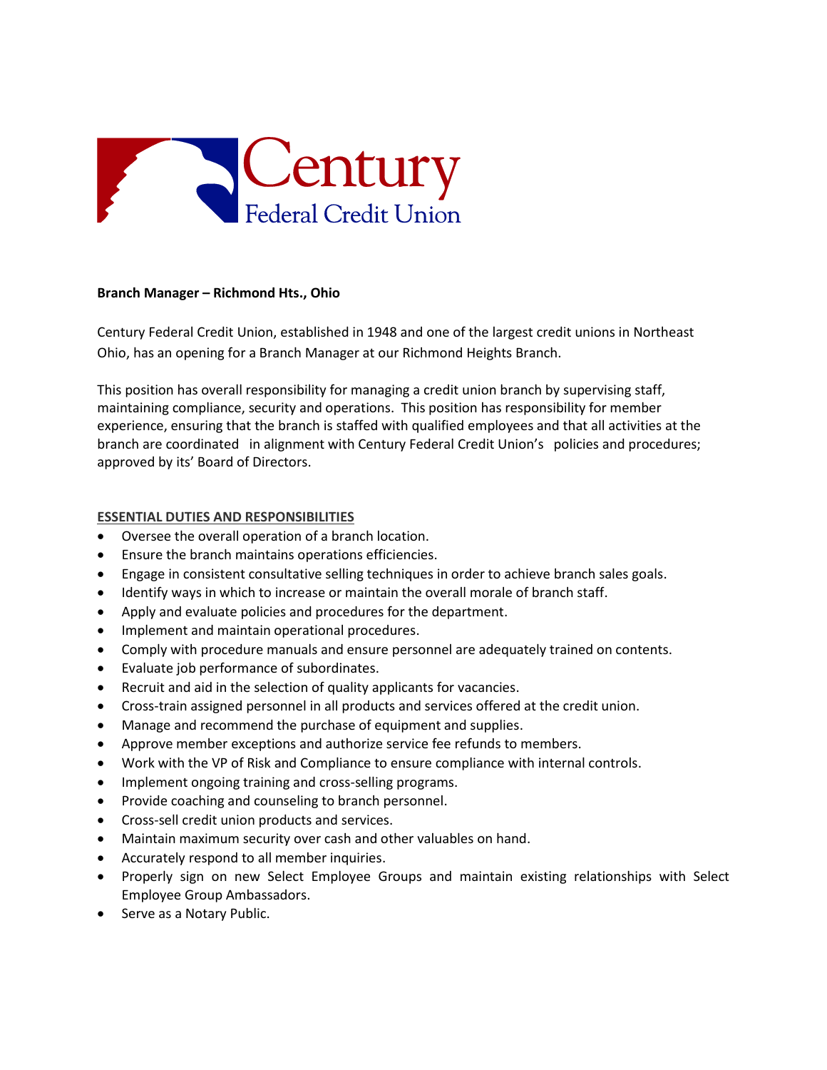Century
Federal Credit Union

**Branch Manager – Richmond Hts., Ohio**

Century Federal Credit Union, established in 1948 and one of the largest credit unions in Northeast Ohio, has an opening for a Branch Manager at our Richmond Heights Branch.

This position has overall responsibility for managing a credit union branch by supervising staff, maintaining compliance, security and operations. This position has responsibility for member experience, ensuring that the branch is staffed with qualified employees and that all activities at the branch are coordinated in alignment with Century Federal Credit Union's policies and procedures; approved by its' Board of Directors.

## ESSENTIAL DUTIES AND RESPONSIBILITIES

- Oversee the overall operation of a branch location.
- Ensure the branch maintains operations efficiencies.
- Engage in consistent consultative selling techniques in order to achieve branch sales goals.
- Identify ways in which to increase or maintain the overall morale of branch staff.
- Apply and evaluate policies and procedures for the department.
- Implement and maintain operational procedures.
- Comply with procedure manuals and ensure personnel are adequately trained on contents.
- Evaluate job performance of subordinates.
- Recruit and aid in the selection of quality applicants for vacancies.
- Cross-train assigned personnel in all products and services offered at the credit union.
- Manage and recommend the purchase of equipment and supplies.
- Approve member exceptions and authorize service fee refunds to members.
- Work with the VP of Risk and Compliance to ensure compliance with internal controls.
- Implement ongoing training and cross-selling programs.
- Provide coaching and counseling to branch personnel.
- Cross-sell credit union products and services.
- Maintain maximum security over cash and other valuables on hand.
- Accurately respond to all member inquiries.
- Properly sign on new Select Employee Groups and maintain existing relationships with Select Employee Group Ambassadors.
- Serve as a Notary Public.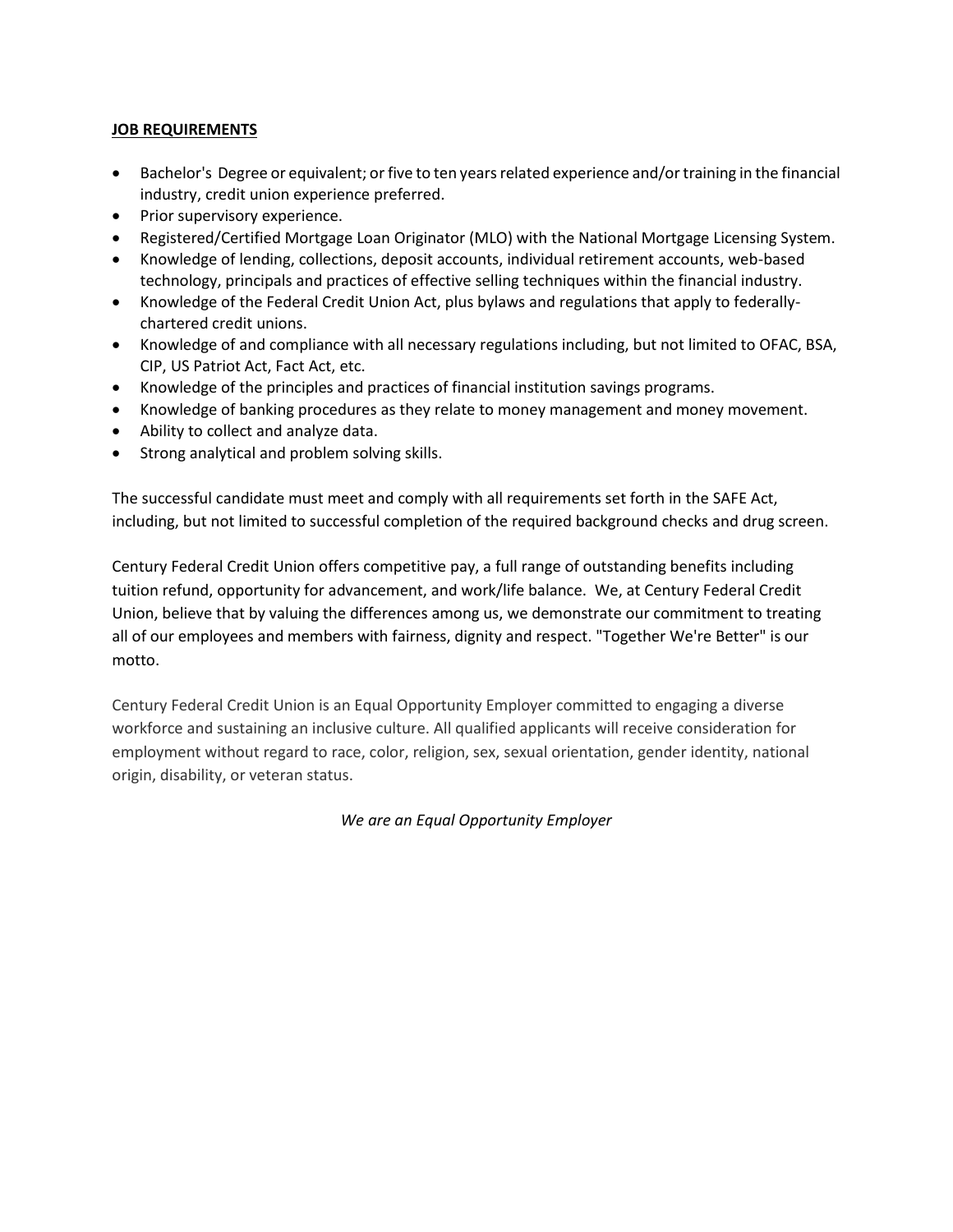**JOB REQUIREMENTS**

- Bachelor's Degree or equivalent; or five to ten years related experience and/or training in the financial industry, credit union experience preferred.
- Prior supervisory experience.
- Registered/Certified Mortgage Loan Originator (MLO) with the National Mortgage Licensing System.
- Knowledge of lending, collections, deposit accounts, individual retirement accounts, web-based technology, principals and practices of effective selling techniques within the financial industry.
- Knowledge of the Federal Credit Union Act, plus bylaws and regulations that apply to federally-chartered credit unions.
- Knowledge of and compliance with all necessary regulations including, but not limited to OFAC, BSA, CIP, US Patriot Act, Fact Act, etc.
- Knowledge of the principles and practices of financial institution savings programs.
- Knowledge of banking procedures as they relate to money management and money movement.
- Ability to collect and analyze data.
- Strong analytical and problem solving skills.

The successful candidate must meet and comply with all requirements set forth in the SAFE Act, including, but not limited to successful completion of the required background checks and drug screen.

Century Federal Credit Union offers competitive pay, a full range of outstanding benefits including tuition refund, opportunity for advancement, and work/life balance. We, at Century Federal Credit Union, believe that by valuing the differences among us, we demonstrate our commitment to treating all of our employees and members with fairness, dignity and respect. "Together We're Better" is our motto.

Century Federal Credit Union is an Equal Opportunity Employer committed to engaging a diverse workforce and sustaining an inclusive culture. All qualified applicants will receive consideration for employment without regard to race, color, religion, sex, sexual orientation, gender identity, national origin, disability, or veteran status.

*We are an Equal Opportunity Employer*